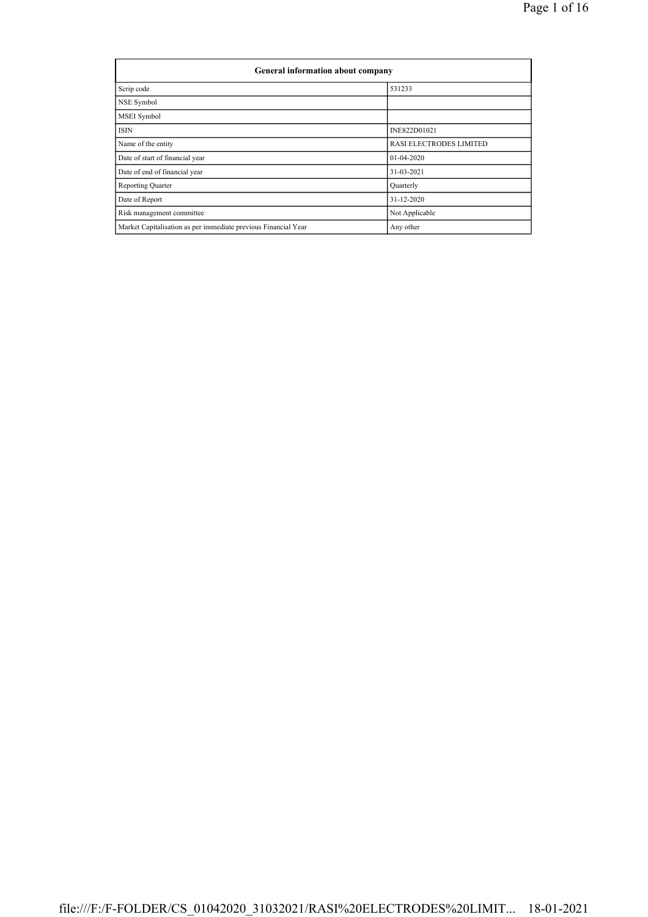| General information about company | |
| --- | --- |
| Scrip code | 531233 |
| NSE Symbol | |
| MSEI Symbol | |
| ISIN | INE822D01021 |
| Name of the entity | RASI ELECTRODES LIMITED |
| Date of start of financial year | 01-04-2020 |
| Date of end of financial year | 31-03-2021 |
| Reporting Quarter | Quarterly |
| Date of Report | 31-12-2020 |
| Risk management committee | Not Applicable |
| Market Capitalisation as per immediate previous Financial Year | Any other |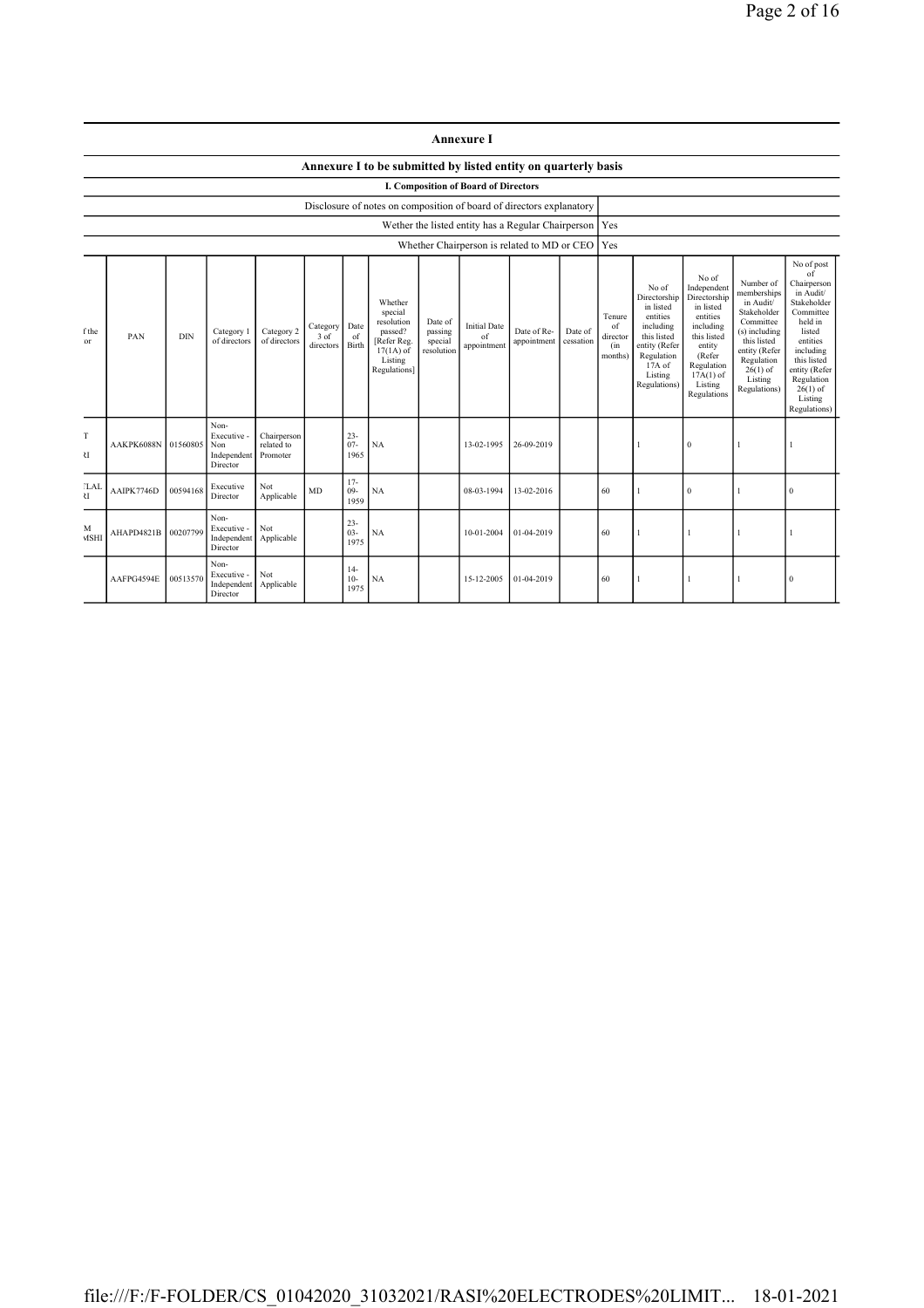# Annexure I

## Annexure I to be submitted by listed entity on quarterly basis

### I. Composition of Board of Directors

| Disclosure of notes on composition of board of directors explanatory | |
|---|---|
| Wether the listed entity has a Regular Chairperson | Yes |
| Whether Chairperson is related to MD or CEO | Yes |

| f the or | PAN | DIN | Category 1 of directors | Category 2 of directors | Category 3 of directors | Date of Birth | Whether special resolution passed? [Refer Reg. 17(1A) of Listing Regulations] | Date of passing special resolution | Initial Date of appointment | Date of Re-appointment | Date of cessation | Tenure of director (in months) | No of Directorship in listed entities including this listed entity (Refer Regulation 17A of Listing Regulations) | No of Independent Directorship in listed entities including this listed entity (Refer Regulation 17A(1) of Listing Regulations | Number of memberships in Audit/ Stakeholder Committee (s) including this listed entity (Refer Regulation 26(1) of Listing Regulations) | No of post of Chairperson in Audit/ Stakeholder Committee held in listed entities including this listed entity (Refer Regulation 26(1) of Listing Regulations) |
|---|---|---|---|---|---|---|---|---|---|---|---|---|---|---|---|---|
| T ꓤI | AAKPK6088N | 01560805 | Non-Executive - Non Independent Director | Chairperson related to Promoter | | 23-07-1965 | NA | | 13-02-1995 | 26-09-2019 | | | 1 | 0 | 1 | 1 |
| ꓕLAL ꓤI | AAIPK7746D | 00594168 | Executive Director | Not Applicable | MD | 17-09-1959 | NA | | 08-03-1994 | 13-02-2016 | | 60 | 1 | 0 | 1 | 0 |
| M ꟽSHI | AHAPD4821B | 00207799 | Non-Executive - Independent Director | Not Applicable | | 23-03-1975 | NA | | 10-01-2004 | 01-04-2019 | | 60 | 1 | 1 | 1 | 1 |
| | AAFPG4594E | 00513570 | Non-Executive - Independent Director | Not Applicable | | 14-10-1975 | NA | | 15-12-2005 | 01-04-2019 | | 60 | 1 | 1 | 1 | 0 |

file:///F:/F-FOLDER/CS_01042020_31032021/RASI%20ELECTRODES%20LIMIT... 18-01-2021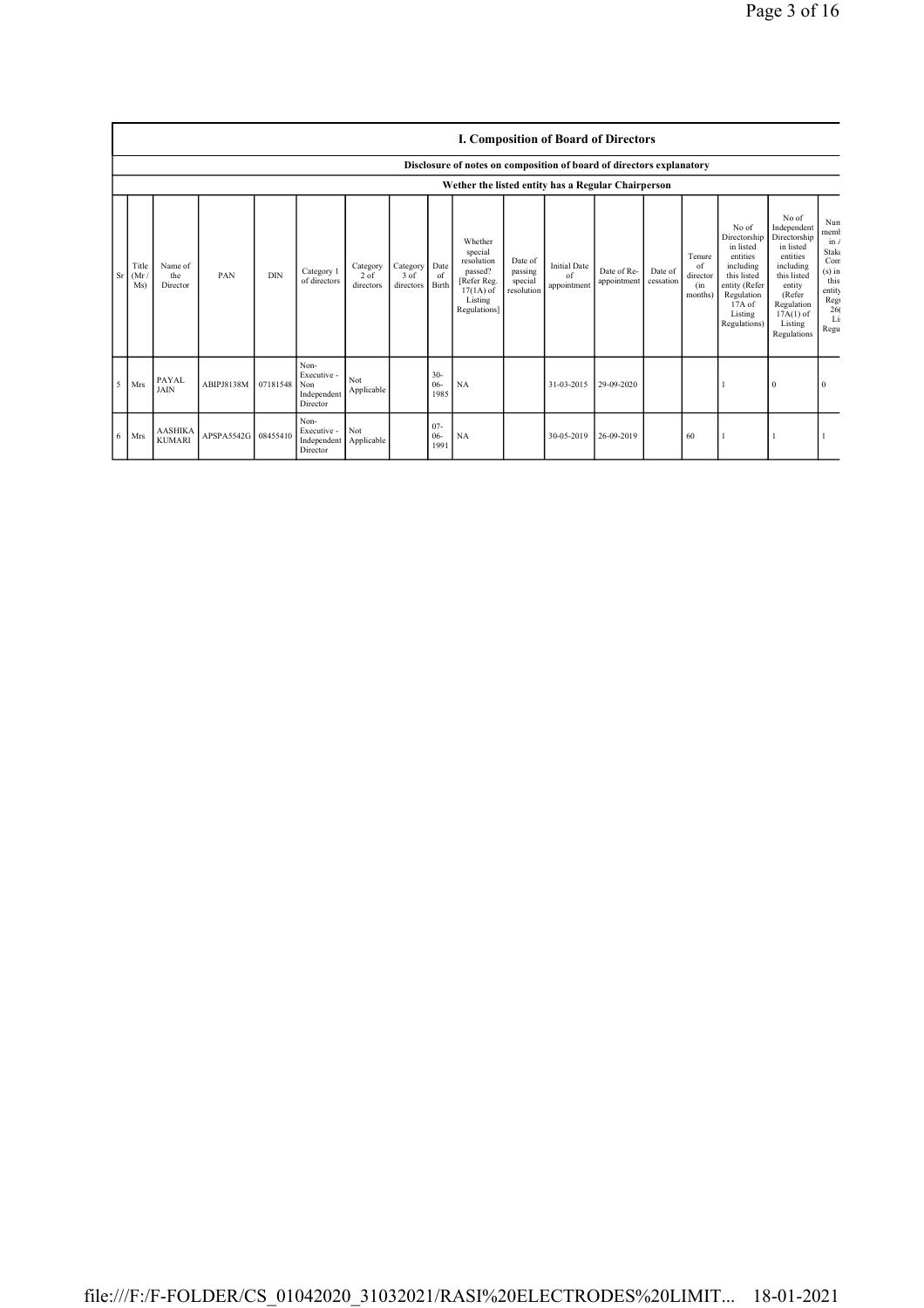## I. Composition of Board of Directors

### Disclosure of notes on composition of board of directors explanatory

### Wether the listed entity has a Regular Chairperson

| Sr | Title (Mr / Ms) | Name of the Director | PAN | DIN | Category 1 of directors | Category 2 of directors | Category 3 of directors | Date of Birth | Whether special resolution passed? [Refer Reg. 17(1A) of Listing Regulations] | Date of passing special resolution | Initial Date of appointment | Date of Re-appointment | Date of cessation | Tenure of director (in months) | No of Directorship in listed entities including this listed entity (Refer Regulation 17A of Listing Regulations) | No of Independent Directorship in listed entities including this listed entity (Refer Regulation 17A(1) of Listing Regulations | Num memb in A Stake Com (s) in this entity Regu 26 Li Regu |
|---|---|---|---|---|---|---|---|---|---|---|---|---|---|---|---|---|---|
| 5 | Mrs | PAYAL JAIN | ABIPJ8138M | 07181548 | Non-Executive - Non Independent Director | Not Applicable | | 30-06-1985 | NA | | 31-03-2015 | 29-09-2020 | | | 1 | 0 | 0 |
| 6 | Mrs | AASHIKA KUMARI | APSPA5542G | 08455410 | Non-Executive - Independent Director | Not Applicable | | 07-06-1991 | NA | | 30-05-2019 | 26-09-2019 | | 60 | 1 | 1 | 1 |

file:///F:/F-FOLDER/CS_01042020_31032021/RASI%20ELECTRODES%20LIMIT... 18-01-2021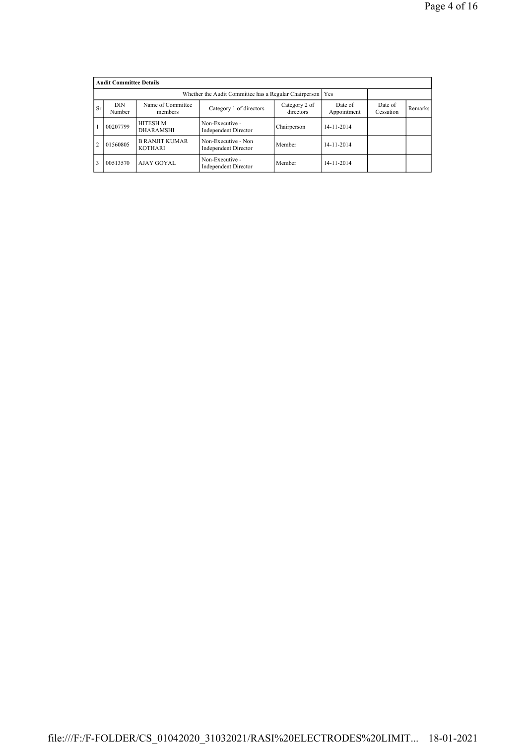**Audit Committee Details**

| | | | Whether the Audit Committee has a Regular Chairperson | | Yes | | |
|---|---|---|---|---|---|---|---|
| Sr | DIN Number | Name of Committee members | Category 1 of directors | Category 2 of directors | Date of Appointment | Date of Cessation | Remarks |
| 1 | 00207799 | HITESH M DHARAMSHI | Non-Executive - Independent Director | Chairperson | 14-11-2014 | | |
| 2 | 01560805 | B RANJIT KUMAR KOTHARI | Non-Executive - Non Independent Director | Member | 14-11-2014 | | |
| 3 | 00513570 | AJAY GOYAL | Non-Executive - Independent Director | Member | 14-11-2014 | | |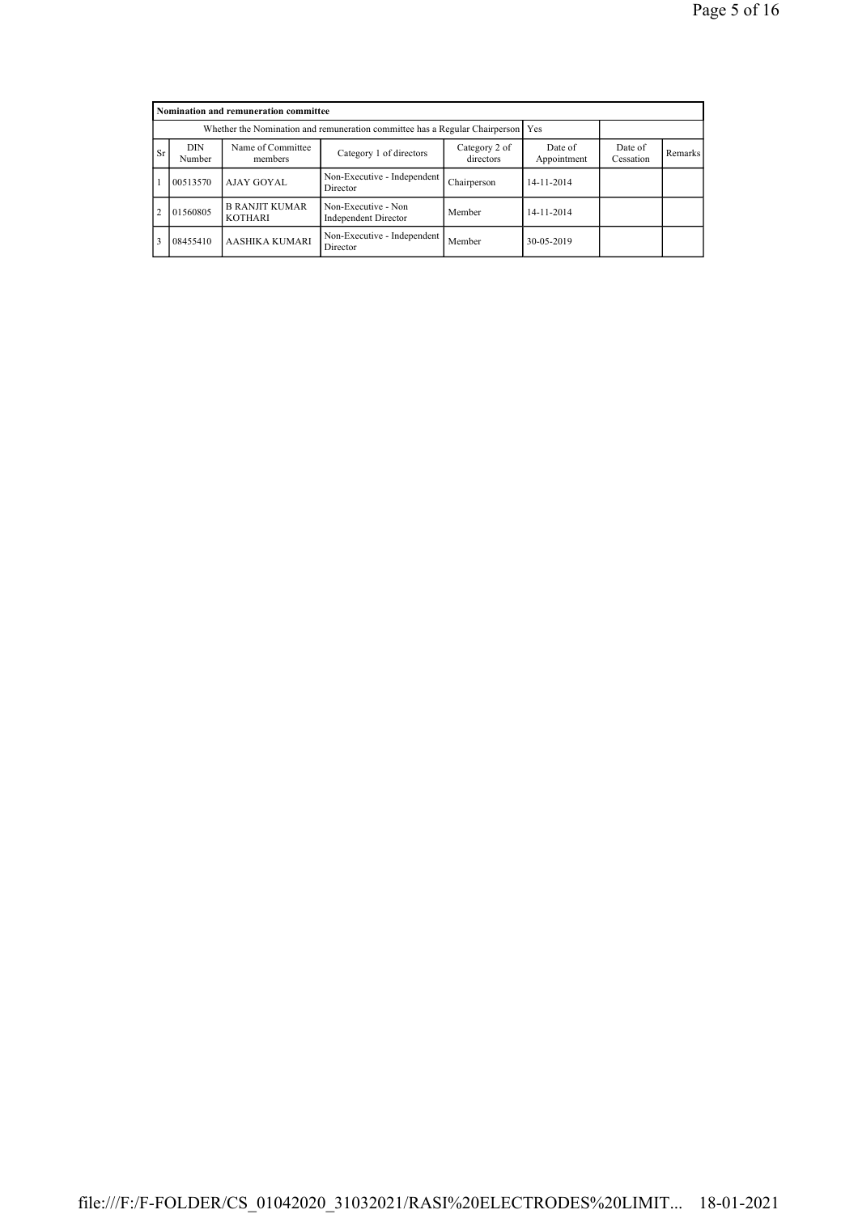| Nomination and remuneration committee | | | | | | | |
|---|---|---|---|---|---|---|---|
| Whether the Nomination and remuneration committee has a Regular Chairperson | | | | | Yes | | |
| Sr | DIN Number | Name of Committee members | Category 1 of directors | Category 2 of directors | Date of Appointment | Date of Cessation | Remarks |
| 1 | 00513570 | AJAY GOYAL | Non-Executive - Independent Director | Chairperson | 14-11-2014 | | |
| 2 | 01560805 | B RANJIT KUMAR KOTHARI | Non-Executive - Non Independent Director | Member | 14-11-2014 | | |
| 3 | 08455410 | AASHIKA KUMARI | Non-Executive - Independent Director | Member | 30-05-2019 | | |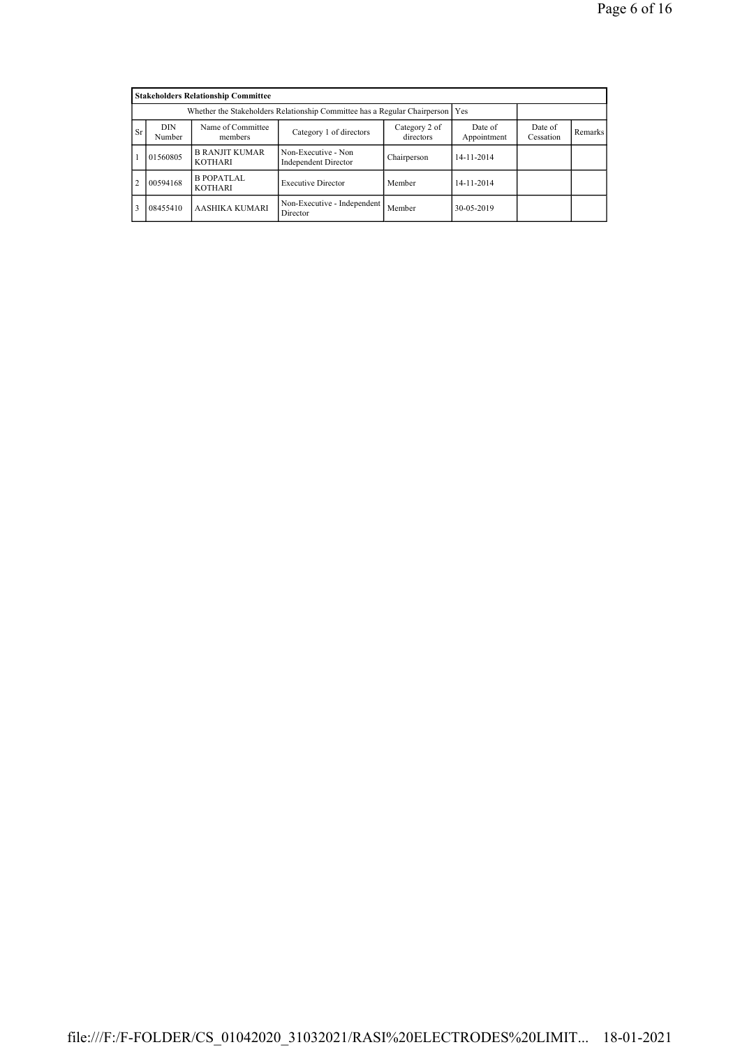| Stakeholders Relationship Committee | | | | | | | |
|---|---|---|---|---|---|---|---|
| Whether the Stakeholders Relationship Committee has a Regular Chairperson | | | | | Yes | | |
| Sr | DIN Number | Name of Committee members | Category 1 of directors | Category 2 of directors | Date of Appointment | Date of Cessation | Remarks |
| 1 | 01560805 | B RANJIT KUMAR KOTHARI | Non-Executive - Non Independent Director | Chairperson | 14-11-2014 | | |
| 2 | 00594168 | B POPATLAL KOTHARI | Executive Director | Member | 14-11-2014 | | |
| 3 | 08455410 | AASHIKA KUMARI | Non-Executive - Independent Director | Member | 30-05-2019 | | |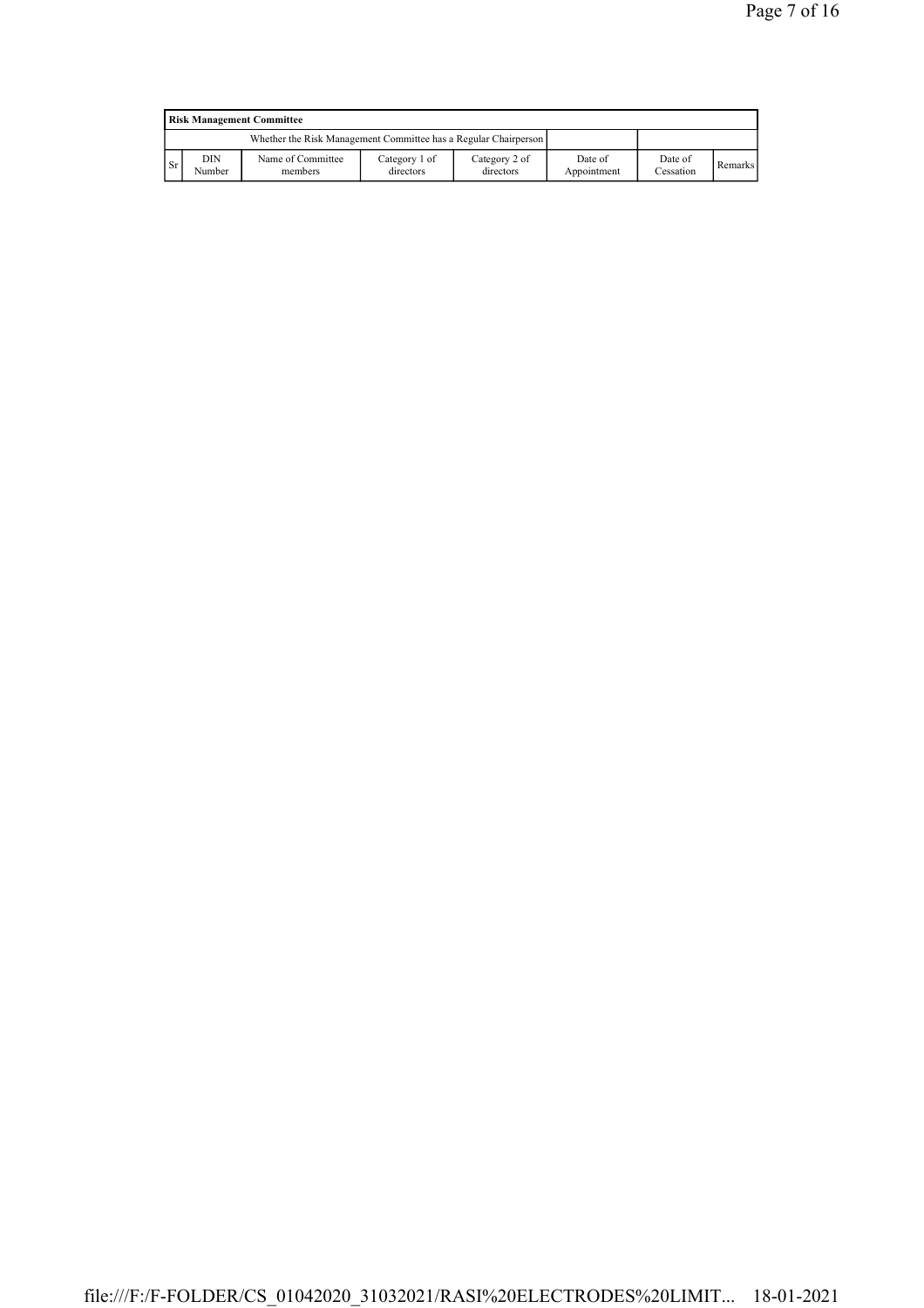| Risk Management Committee | | | | | | | |
|---|---|---|---|---|---|---|---|
| Whether the Risk Management Committee has a Regular Chairperson | | | | | | | |
| Sr | DIN Number | Name of Committee members | Category 1 of directors | Category 2 of directors | Date of Appointment | Date of Cessation | Remarks |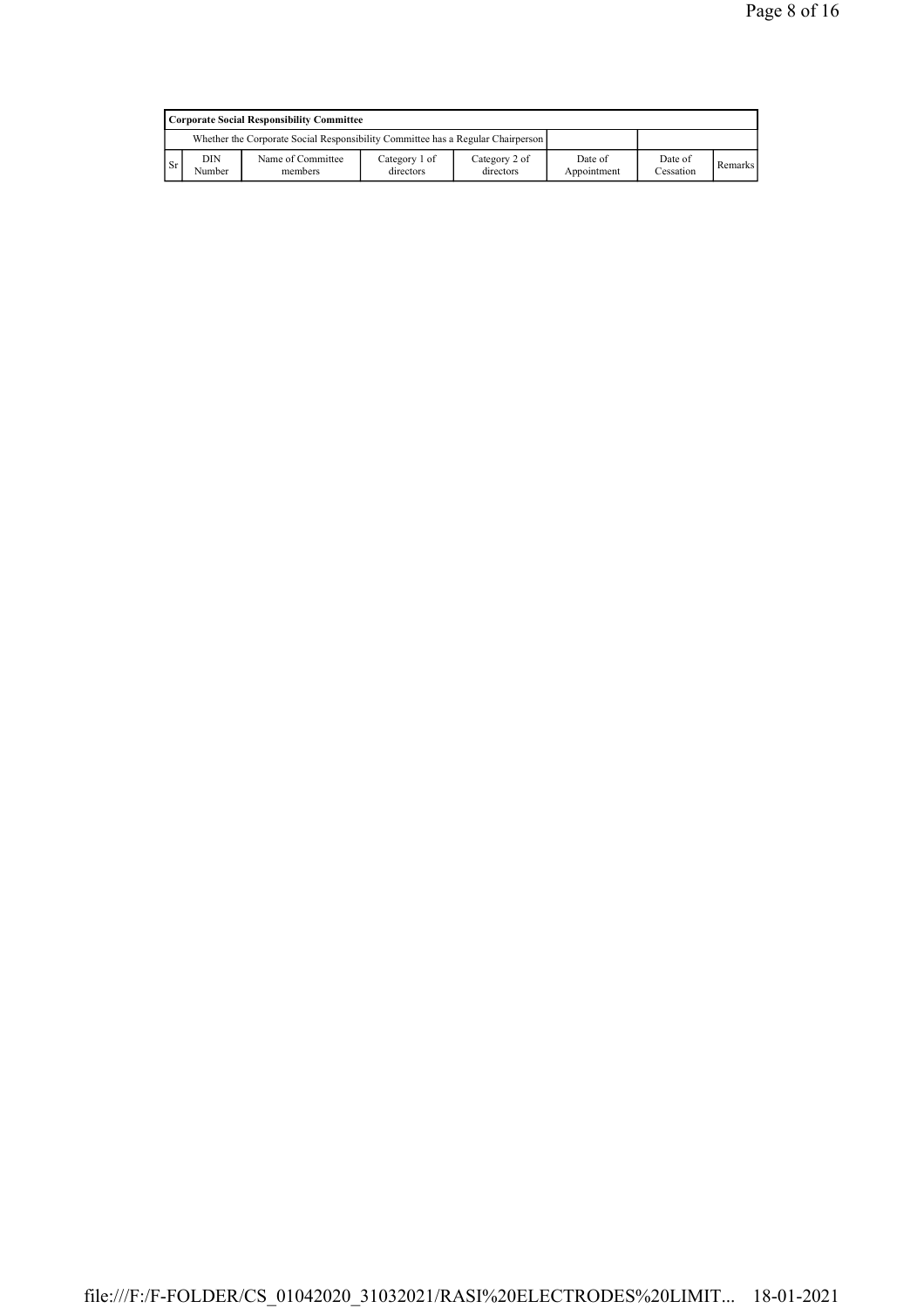**Corporate Social Responsibility Committee**

| Whether the Corporate Social Responsibility Committee has a Regular Chairperson | | |
|---|---|---|

| Sr | DIN Number | Name of Committee members | Category 1 of directors | Category 2 of directors | Date of Appointment | Date of Cessation | Remarks |
|---|---|---|---|---|---|---|---|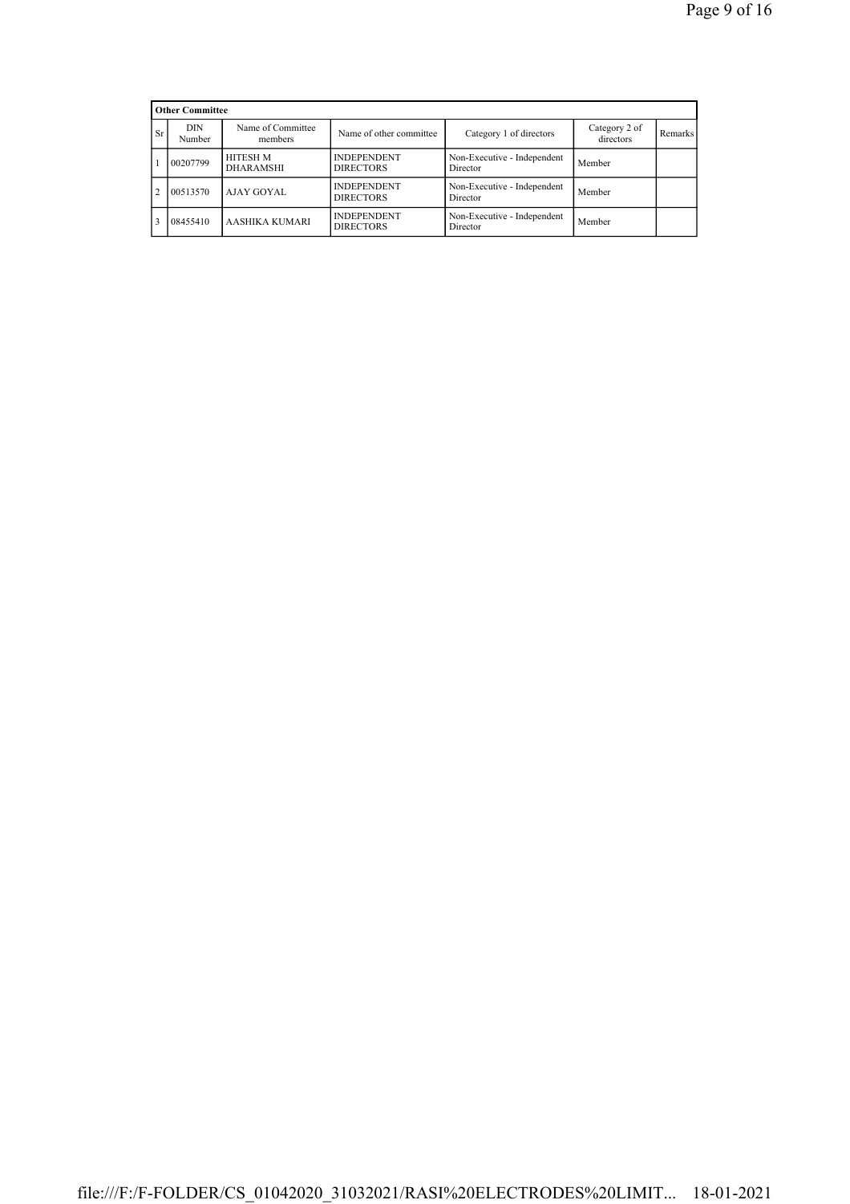**Other Committee**

| Sr | DIN Number | Name of Committee members | Name of other committee | Category 1 of directors | Category 2 of directors | Remarks |
|---|---|---|---|---|---|---|
| 1 | 00207799 | HITESH M DHARAMSHI | INDEPENDENT DIRECTORS | Non-Executive - Independent Director | Member | |
| 2 | 00513570 | AJAY GOYAL | INDEPENDENT DIRECTORS | Non-Executive - Independent Director | Member | |
| 3 | 08455410 | AASHIKA KUMARI | INDEPENDENT DIRECTORS | Non-Executive - Independent Director | Member | |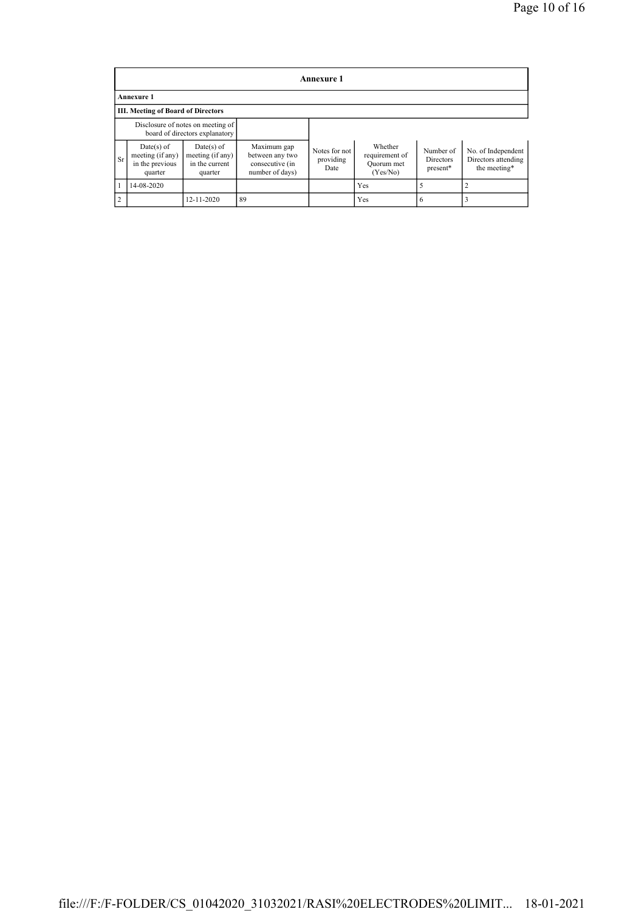| Annexure 1 | | | | | | | |
|---|---|---|---|---|---|---|---|
| **Annexure 1** | | | | | | | |
| **III. Meeting of Board of Directors** | | | | | | | |
| Disclosure of notes on meeting of board of directors explanatory | | | | | | | |
| Sr | Date(s) of meeting (if any) in the previous quarter | Date(s) of meeting (if any) in the current quarter | Maximum gap between any two consecutive (in number of days) | Notes for not providing Date | Whether requirement of Quorum met (Yes/No) | Number of Directors present* | No. of Independent Directors attending the meeting* |
| 1 | 14-08-2020 | | | | Yes | 5 | 2 |
| 2 | | 12-11-2020 | 89 | | Yes | 6 | 3 |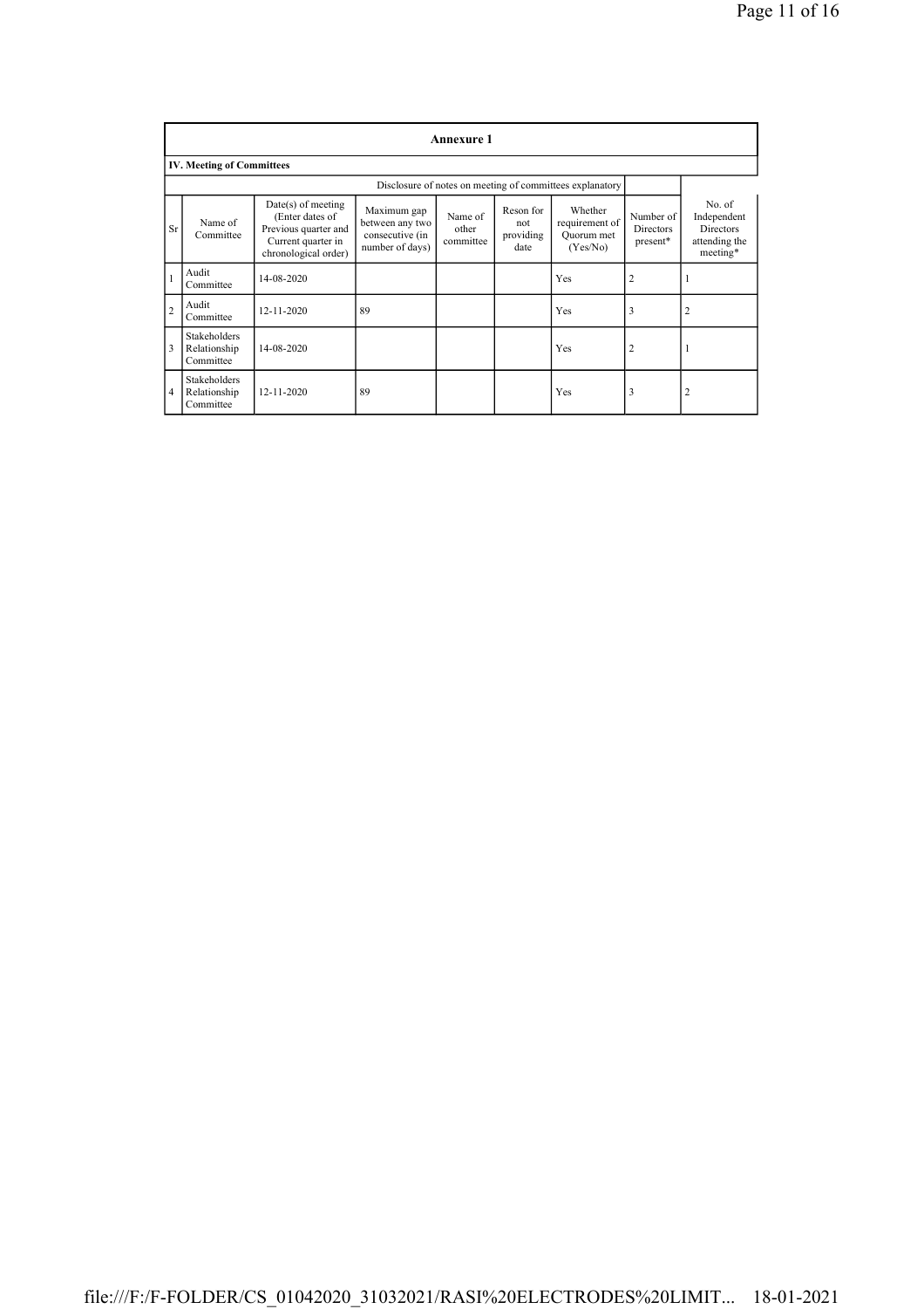# Annexure 1

## IV. Meeting of Committees

Disclosure of notes on meeting of committees explanatory

| Sr | Name of Committee | Date(s) of meeting (Enter dates of Previous quarter and Current quarter in chronological order) | Maximum gap between any two consecutive (in number of days) | Name of other committee | Reson for not providing date | Whether requirement of Quorum met (Yes/No) | Number of Directors present* | No. of Independent Directors attending the meeting* |
|---|---|---|---|---|---|---|---|---|
| 1 | Audit Committee | 14-08-2020 | | | | Yes | 2 | 1 |
| 2 | Audit Committee | 12-11-2020 | 89 | | | Yes | 3 | 2 |
| 3 | Stakeholders Relationship Committee | 14-08-2020 | | | | Yes | 2 | 1 |
| 4 | Stakeholders Relationship Committee | 12-11-2020 | 89 | | | Yes | 3 | 2 |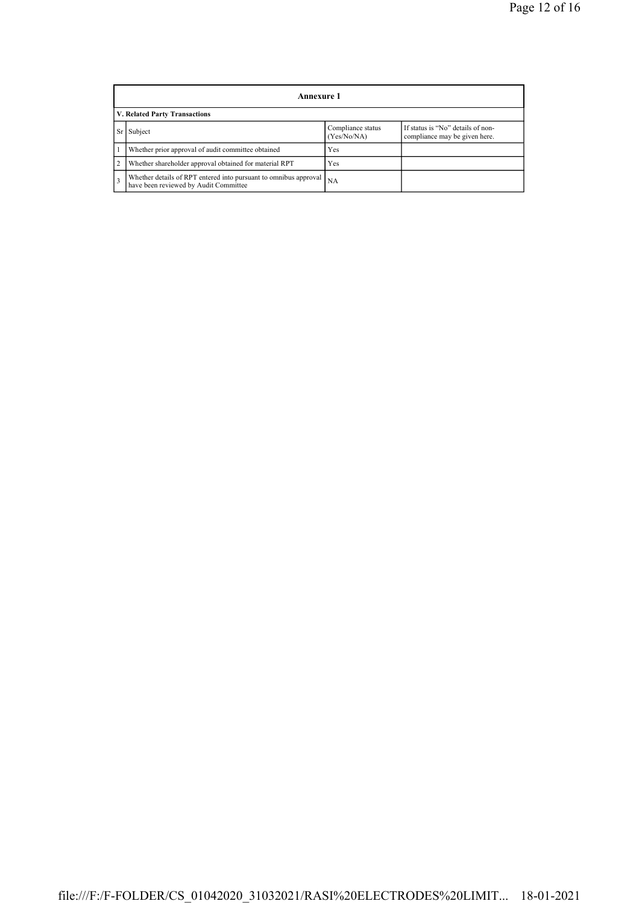## Annexure 1

### V. Related Party Transactions

| Sr | Subject | Compliance status (Yes/No/NA) | If status is "No" details of non-compliance may be given here. |
|---|---|---|---|
| 1 | Whether prior approval of audit committee obtained | Yes | |
| 2 | Whether shareholder approval obtained for material RPT | Yes | |
| 3 | Whether details of RPT entered into pursuant to omnibus approval have been reviewed by Audit Committee | NA | |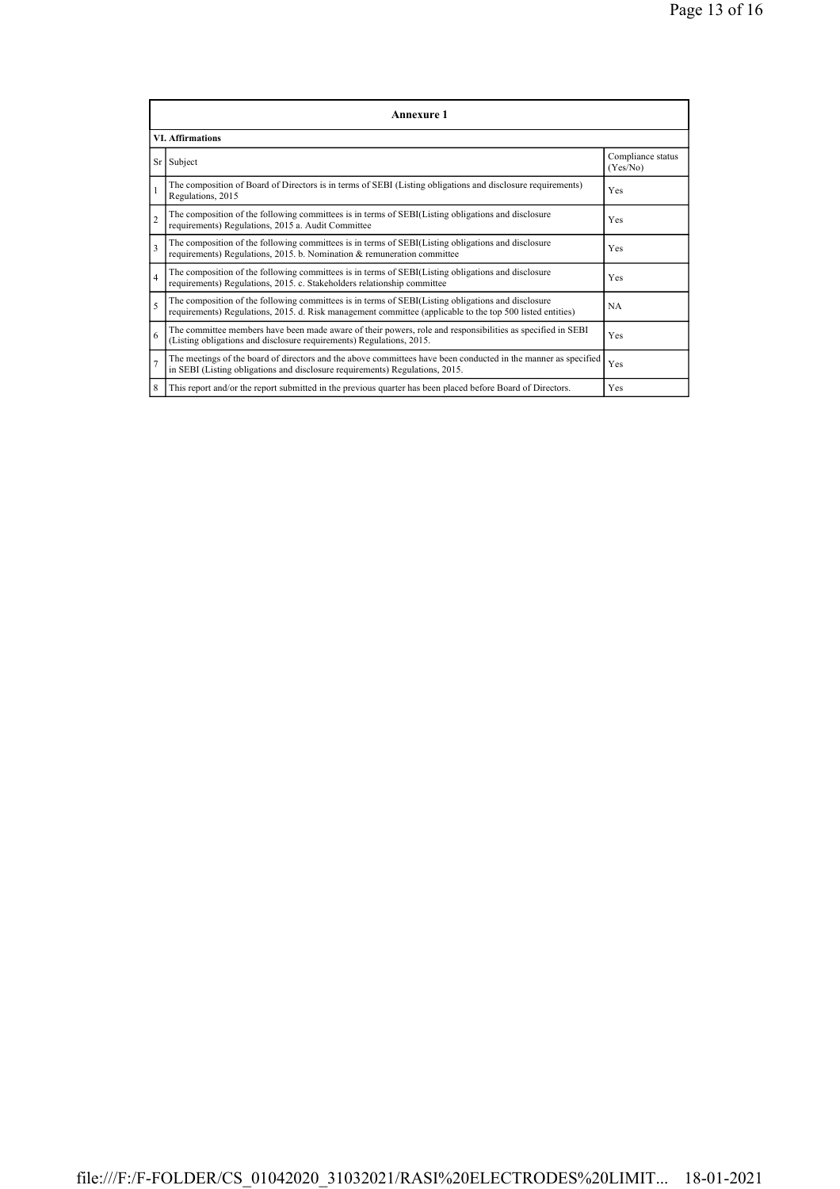| Annexure 1 | | |
|---|---|---|
| **VI. Affirmations** | | |
| Sr | Subject | Compliance status (Yes/No) |
| 1 | The composition of Board of Directors is in terms of SEBI (Listing obligations and disclosure requirements) Regulations, 2015 | Yes |
| 2 | The composition of the following committees is in terms of SEBI(Listing obligations and disclosure requirements) Regulations, 2015 a. Audit Committee | Yes |
| 3 | The composition of the following committees is in terms of SEBI(Listing obligations and disclosure requirements) Regulations, 2015. b. Nomination & remuneration committee | Yes |
| 4 | The composition of the following committees is in terms of SEBI(Listing obligations and disclosure requirements) Regulations, 2015. c. Stakeholders relationship committee | Yes |
| 5 | The composition of the following committees is in terms of SEBI(Listing obligations and disclosure requirements) Regulations, 2015. d. Risk management committee (applicable to the top 500 listed entities) | NA |
| 6 | The committee members have been made aware of their powers, role and responsibilities as specified in SEBI (Listing obligations and disclosure requirements) Regulations, 2015. | Yes |
| 7 | The meetings of the board of directors and the above committees have been conducted in the manner as specified in SEBI (Listing obligations and disclosure requirements) Regulations, 2015. | Yes |
| 8 | This report and/or the report submitted in the previous quarter has been placed before Board of Directors. | Yes |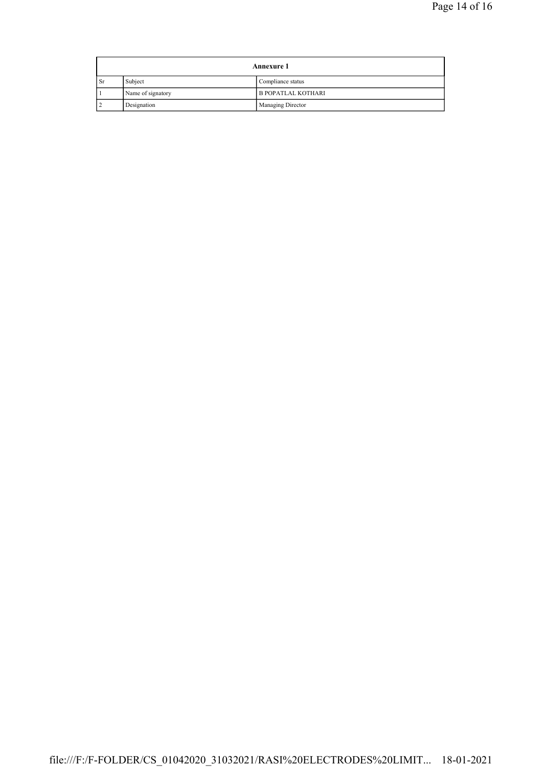| Annexure 1 | | |
|---|---|---|
| Sr | Subject | Compliance status |
| 1 | Name of signatory | B POPATLAL KOTHARI |
| 2 | Designation | Managing Director |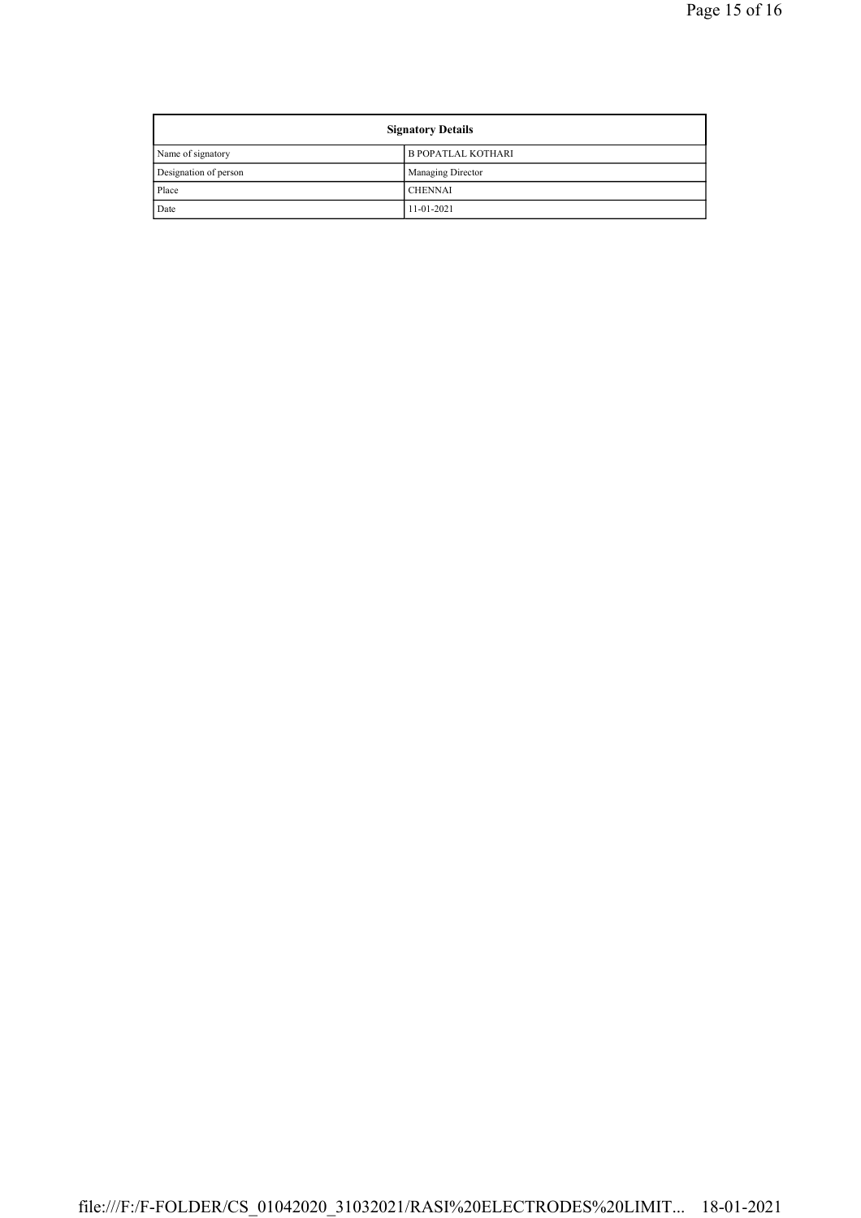| Signatory Details | |
|---|---|
| Name of signatory | B POPATLAL KOTHARI |
| Designation of person | Managing Director |
| Place | CHENNAI |
| Date | 11-01-2021 |